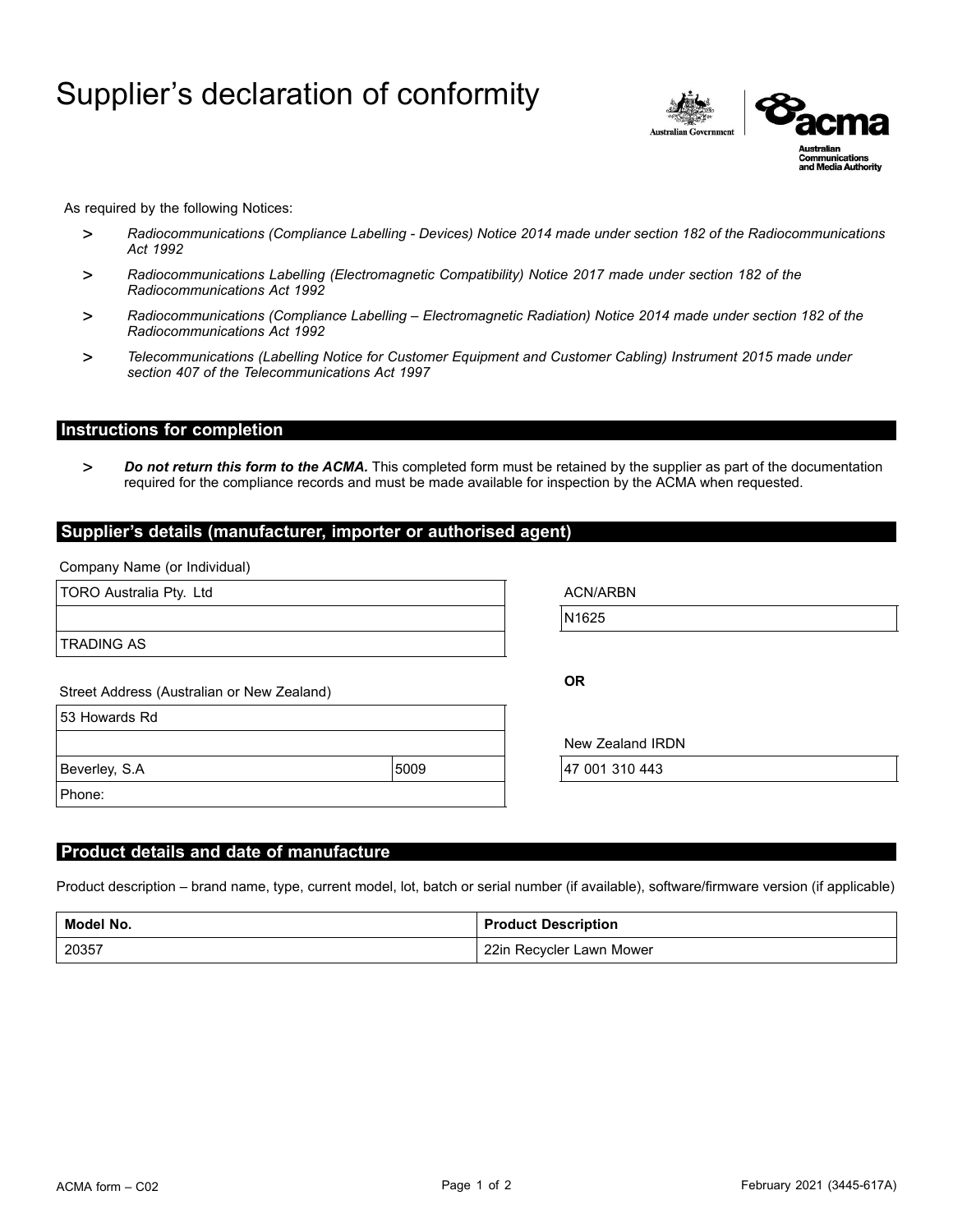# Supplier's declaration of conformity

Australian Government | acma Australian Communications and Media Authority

As required by the following Notices:

- *Radiocommunications (Compliance Labelling - Devices) Notice 2014 made under section 182 of the Radiocommunications Act 1992*
- *Radiocommunications Labelling (Electromagnetic Compatibility) Notice 2017 made under section 182 of the Radiocommunications Act 1992*
- *Radiocommunications (Compliance Labelling – Electromagnetic Radiation) Notice 2014 made under section 182 of the Radiocommunications Act 1992*
- *Telecommunications (Labelling Notice for Customer Equipment and Customer Cabling) Instrument 2015 made under section 407 of the Telecommunications Act 1997*

## Instructions for completion

- ***Do not return this form to the ACMA.*** This completed form must be retained by the supplier as part of the documentation required for the compliance records and must be made available for inspection by the ACMA when requested.

## Supplier's details (manufacturer, importer or authorised agent)

Company Name (or Individual)

TORO Australia Pty. Ltd

TRADING AS

ACN/ARBN

N1625

**OR**

New Zealand IRDN

47 001 310 443

Street Address (Australian or New Zealand)

53 Howards Rd

Beverley, S.A 5009

Phone:

## Product details and date of manufacture

Product description – brand name, type, current model, lot, batch or serial number (if available), software/firmware version (if applicable)

| Model No. | Product Description |
| --- | --- |
| 20357 | 22in Recycler Lawn Mower |

ACMA form – C02

February 2021 (3445-617A)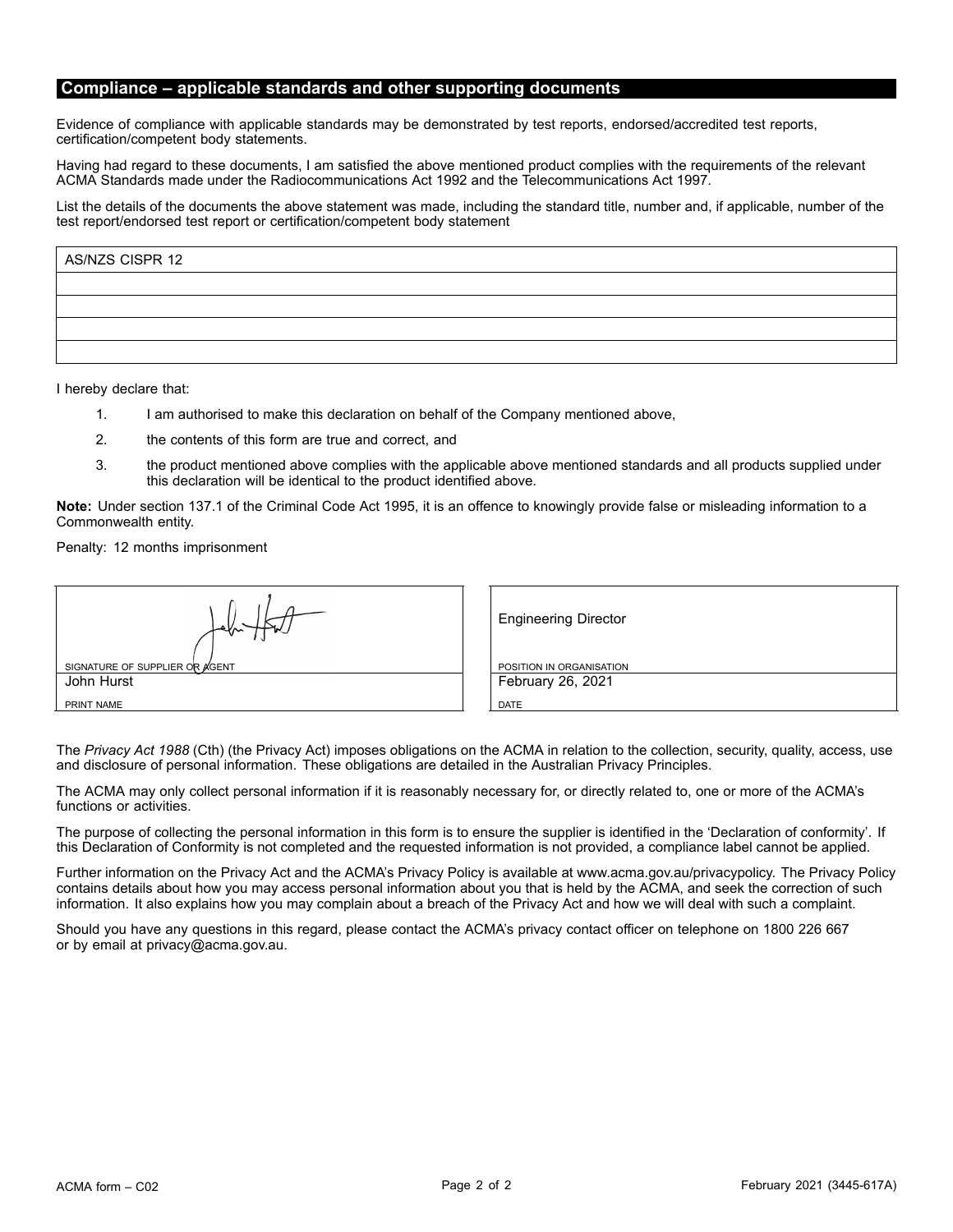## Compliance – applicable standards and other supporting documents

Evidence of compliance with applicable standards may be demonstrated by test reports, endorsed/accredited test reports, certification/competent body statements.

Having had regard to these documents, I am satisfied the above mentioned product complies with the requirements of the relevant ACMA Standards made under the Radiocommunications Act 1992 and the Telecommunications Act 1997.

List the details of the documents the above statement was made, including the standard title, number and, if applicable, number of the test report/endorsed test report or certification/competent body statement

| |
|---|
| AS/NZS CISPR 12 |
| |
| |
| |
| |

I hereby declare that:

1. I am authorised to make this declaration on behalf of the Company mentioned above,
2. the contents of this form are true and correct, and
3. the product mentioned above complies with the applicable above mentioned standards and all products supplied under this declaration will be identical to the product identified above.

**Note:** Under section 137.1 of the Criminal Code Act 1995, it is an offence to knowingly provide false or misleading information to a Commonwealth entity.

Penalty: 12 months imprisonment

| | |
|---|---|
| [Signature] SIGNATURE OF SUPPLIER OR AGENT | Engineering Director POSITION IN ORGANISATION |
| John Hurst PRINT NAME | February 26, 2021 DATE |

The *Privacy Act 1988* (Cth) (the Privacy Act) imposes obligations on the ACMA in relation to the collection, security, quality, access, use and disclosure of personal information. These obligations are detailed in the Australian Privacy Principles.

The ACMA may only collect personal information if it is reasonably necessary for, or directly related to, one or more of the ACMA's functions or activities.

The purpose of collecting the personal information in this form is to ensure the supplier is identified in the 'Declaration of conformity'. If this Declaration of Conformity is not completed and the requested information is not provided, a compliance label cannot be applied.

Further information on the Privacy Act and the ACMA's Privacy Policy is available at www.acma.gov.au/privacypolicy. The Privacy Policy contains details about how you may access personal information about you that is held by the ACMA, and seek the correction of such information. It also explains how you may complain about a breach of the Privacy Act and how we will deal with such a complaint.

Should you have any questions in this regard, please contact the ACMA's privacy contact officer on telephone on 1800 226 667 or by email at privacy@acma.gov.au.

ACMA form – C02 February 2021 (3445-617A)